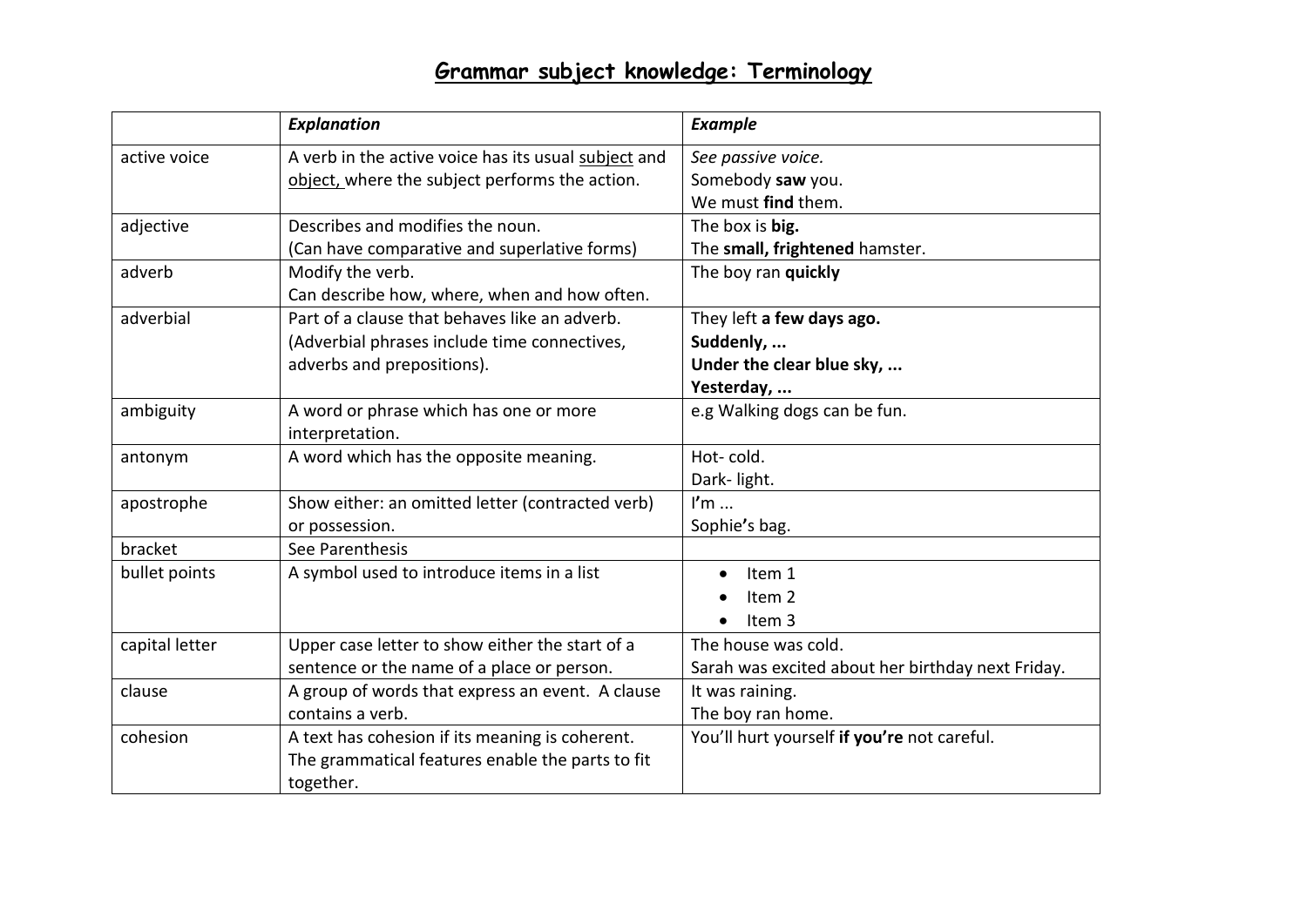# Grammar subject knowledge: Terminology

| | *Explanation* | *Example* |
|---|---|---|
| active voice | A verb in the active voice has its usual subject and object, where the subject performs the action. | *See passive voice.*<br>Somebody **saw** you.<br>We must **find** them. |
| adjective | Describes and modifies the noun.<br>(Can have comparative and superlative forms) | The box is **big.**<br>The **small, frightened** hamster. |
| adverb | Modify the verb.<br>Can describe how, where, when and how often. | The boy ran **quickly** |
| adverbial | Part of a clause that behaves like an adverb. (Adverbial phrases include time connectives, adverbs and prepositions). | They left **a few days ago.**<br>**Suddenly, ...**<br>**Under the clear blue sky, ...**<br>**Yesterday, ...** |
| ambiguity | A word or phrase which has one or more interpretation. | e.g Walking dogs can be fun. |
| antonym | A word which has the opposite meaning. | Hot- cold.<br>Dark- light. |
| apostrophe | Show either: an omitted letter (contracted verb) or possession. | I**'**m ...<br>Sophie**'**s bag. |
| bracket | See Parenthesis | |
| bullet points | A symbol used to introduce items in a list | • Item 1<br>• Item 2<br>• Item 3 |
| capital letter | Upper case letter to show either the start of a sentence or the name of a place or person. | The house was cold.<br>Sarah was excited about her birthday next Friday. |
| clause | A group of words that express an event. A clause contains a verb. | It was raining.<br>The boy ran home. |
| cohesion | A text has cohesion if its meaning is coherent. The grammatical features enable the parts to fit together. | You'll hurt yourself **if you're** not careful. |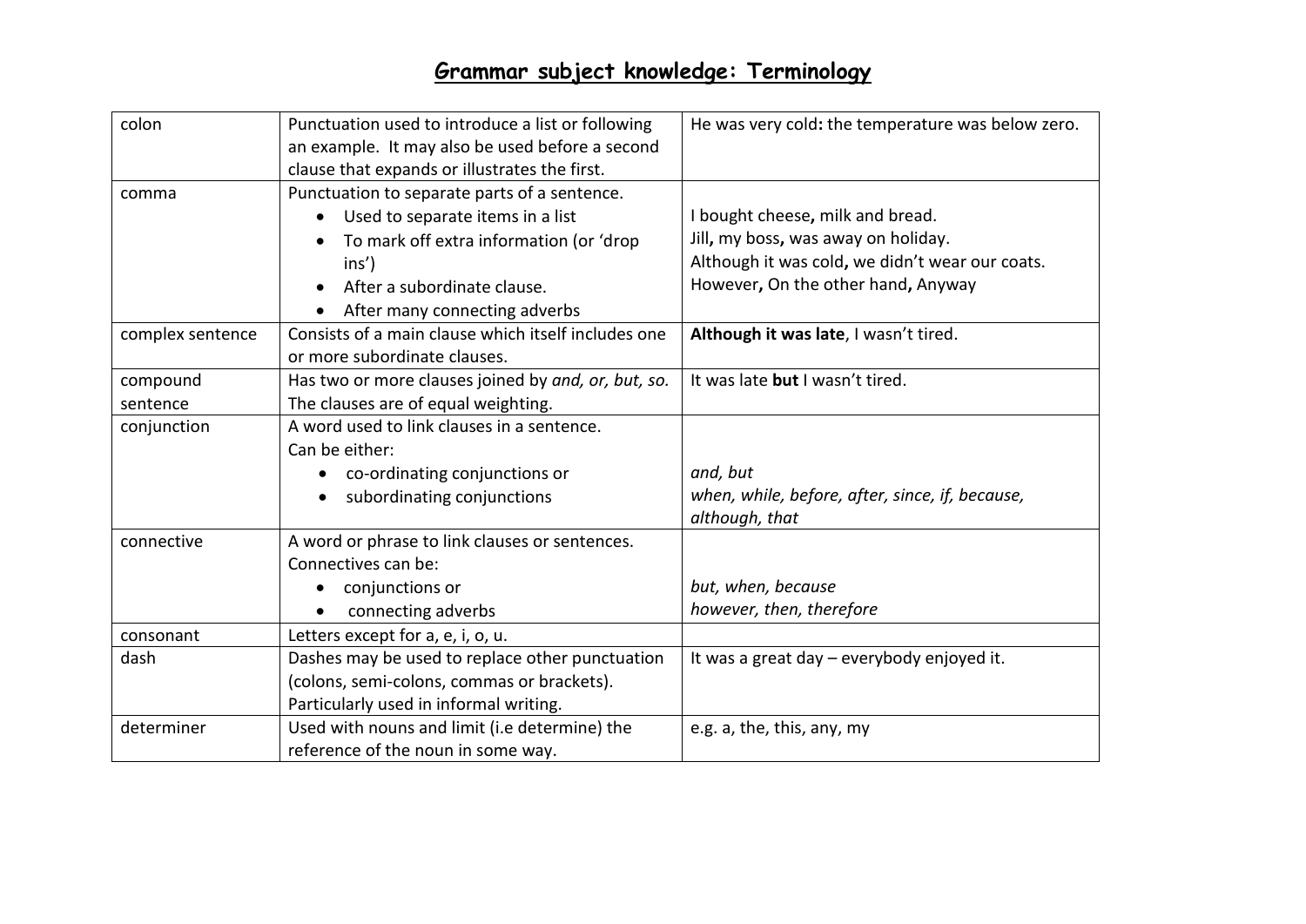# Grammar subject knowledge: Terminology

| | | |
|---|---|---|
| colon | Punctuation used to introduce a list or following an example. It may also be used before a second clause that expands or illustrates the first. | He was very cold**:** the temperature was below zero. |
| comma | Punctuation to separate parts of a sentence.<br>• Used to separate items in a list<br>• To mark off extra information (or 'drop ins')<br>• After a subordinate clause.<br>• After many connecting adverbs | I bought cheese**,** milk and bread.<br>Jill**,** my boss**,** was away on holiday.<br>Although it was cold**,** we didn't wear our coats.<br>However**,** On the other hand**,** Anyway |
| complex sentence | Consists of a main clause which itself includes one or more subordinate clauses. | **Although it was late**, I wasn't tired. |
| compound sentence | Has two or more clauses joined by *and, or, but, so.* The clauses are of equal weighting. | It was late **but** I wasn't tired. |
| conjunction | A word used to link clauses in a sentence.<br>Can be either:<br>• co-ordinating conjunctions or<br>• subordinating conjunctions | *and, but*<br>*when, while, before, after, since, if, because, although, that* |
| connective | A word or phrase to link clauses or sentences.<br>Connectives can be:<br>• conjunctions or<br>• connecting adverbs | *but, when, because*<br>*however, then, therefore* |
| consonant | Letters except for a, e, i, o, u. | |
| dash | Dashes may be used to replace other punctuation (colons, semi-colons, commas or brackets).<br>Particularly used in informal writing. | It was a great day – everybody enjoyed it. |
| determiner | Used with nouns and limit (i.e determine) the reference of the noun in some way. | e.g. a, the, this, any, my |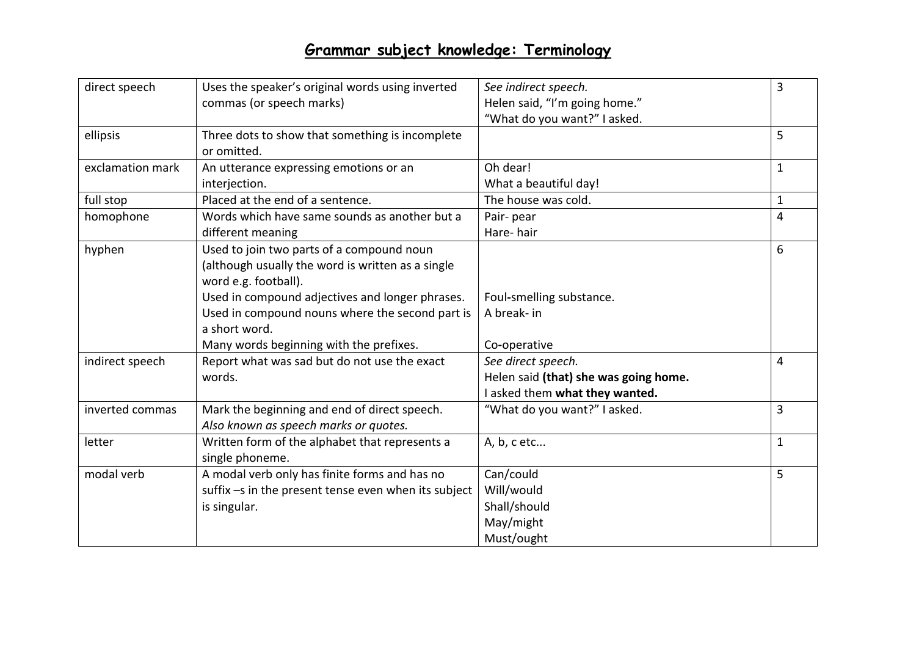# Grammar subject knowledge: Terminology

| | | | |
|---|---|---|---|
| direct speech | Uses the speaker's original words using inverted commas (or speech marks) | *See indirect speech.*<br>Helen said, "I'm going home."<br>"What do you want?" I asked. | 3 |
| ellipsis | Three dots to show that something is incomplete or omitted. | | 5 |
| exclamation mark | An utterance expressing emotions or an interjection. | Oh dear!<br>What a beautiful day! | 1 |
| full stop | Placed at the end of a sentence. | The house was cold. | 1 |
| homophone | Words which have same sounds as another but a different meaning | Pair- pear<br>Hare- hair | 4 |
| hyphen | Used to join two parts of a compound noun (although usually the word is written as a single word e.g. football).<br>Used in compound adjectives and longer phrases.<br>Used in compound nouns where the second part is a short word.<br>Many words beginning with the prefixes. | <br><br><br>Foul-smelling substance.<br>A break- in<br><br>Co-operative | 6 |
| indirect speech | Report what was sad but do not use the exact words. | *See direct speech.*<br>Helen said **(that) she was going home.**<br>I asked them **what they wanted.** | 4 |
| inverted commas | Mark the beginning and end of direct speech.<br>*Also known as speech marks or quotes.* | "What do you want?" I asked. | 3 |
| letter | Written form of the alphabet that represents a single phoneme. | A, b, c etc... | 1 |
| modal verb | A modal verb only has finite forms and has no suffix –s in the present tense even when its subject is singular. | Can/could<br>Will/would<br>Shall/should<br>May/might<br>Must/ought | 5 |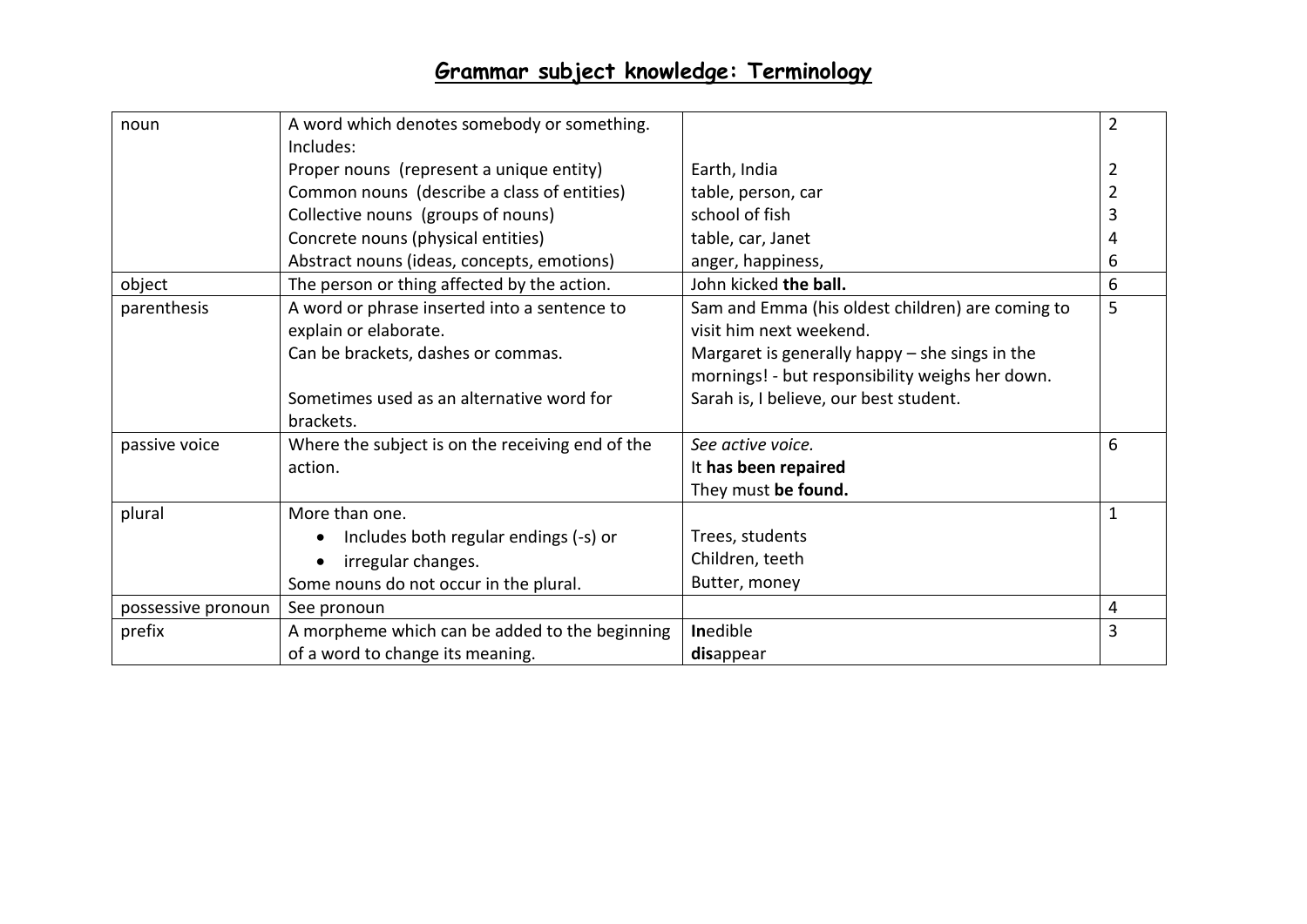# Grammar subject knowledge: Terminology

| | | | |
|---|---|---|---|
| noun | A word which denotes somebody or something.<br>Includes: | | 2 |
| | Proper nouns (represent a unique entity) | Earth, India | 2 |
| | Common nouns (describe a class of entities) | table, person, car | 2 |
| | Collective nouns (groups of nouns) | school of fish | 3 |
| | Concrete nouns (physical entities) | table, car, Janet | 4 |
| | Abstract nouns (ideas, concepts, emotions) | anger, happiness, | 6 |
| object | The person or thing affected by the action. | John kicked **the ball.** | 6 |
| parenthesis | A word or phrase inserted into a sentence to explain or elaborate.<br>Can be brackets, dashes or commas.<br><br>Sometimes used as an alternative word for brackets. | Sam and Emma (his oldest children) are coming to visit him next weekend.<br>Margaret is generally happy – she sings in the mornings! - but responsibility weighs her down.<br>Sarah is, I believe, our best student. | 5 |
| passive voice | Where the subject is on the receiving end of the action. | *See active voice.*<br>It **has been repaired**<br>They must **be found.** | 6 |
| plural | More than one.<br>• Includes both regular endings (-s) or<br>• irregular changes.<br>Some nouns do not occur in the plural. | <br>Trees, students<br>Children, teeth<br>Butter, money | 1 |
| possessive pronoun | See pronoun | | 4 |
| prefix | A morpheme which can be added to the beginning of a word to change its meaning. | **In**edible<br>**dis**appear | 3 |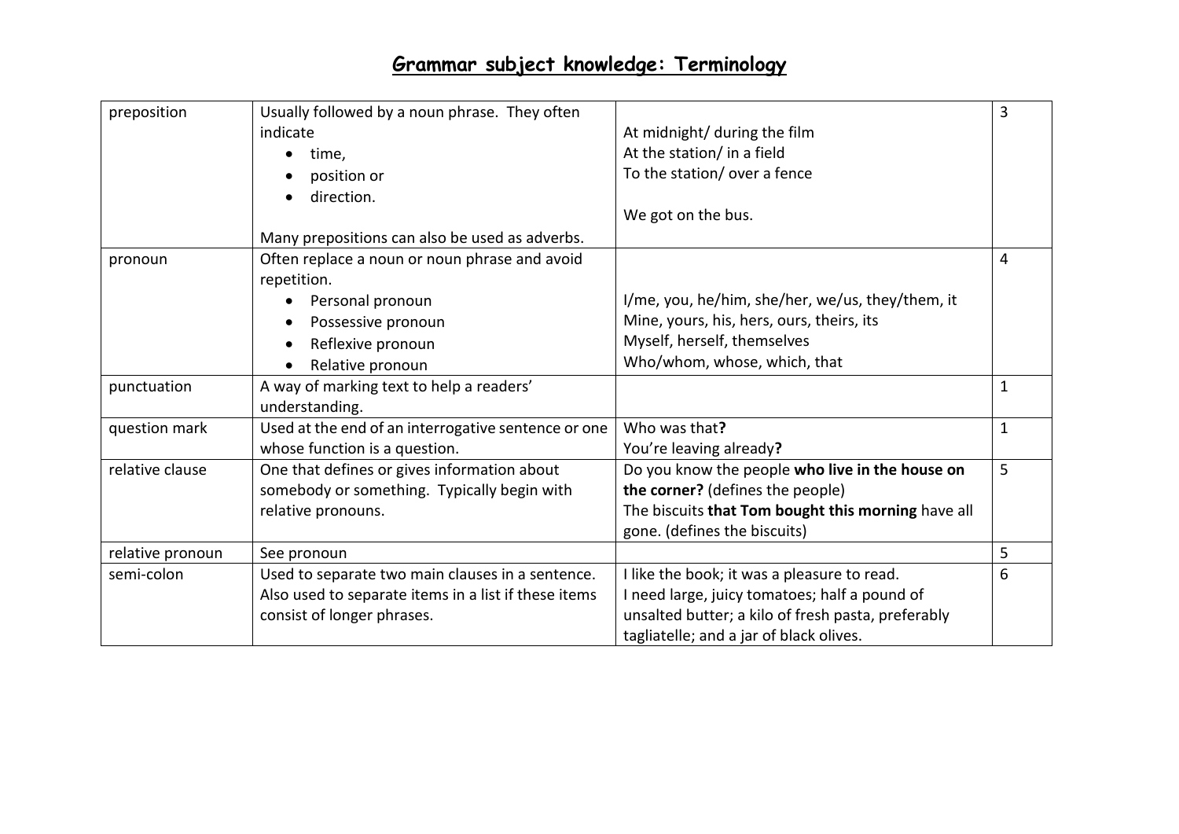## Grammar subject knowledge: Terminology

| | | | |
|---|---|---|---|
| preposition | Usually followed by a noun phrase. They often indicate<br>• time,<br>• position or<br>• direction.<br><br>Many prepositions can also be used as adverbs. | At midnight/ during the film<br>At the station/ in a field<br>To the station/ over a fence<br><br>We got on the bus. | 3 |
| pronoun | Often replace a noun or noun phrase and avoid repetition.<br>• Personal pronoun<br>• Possessive pronoun<br>• Reflexive pronoun<br>• Relative pronoun | I/me, you, he/him, she/her, we/us, they/them, it<br>Mine, yours, his, hers, ours, theirs, its<br>Myself, herself, themselves<br>Who/whom, whose, which, that | 4 |
| punctuation | A way of marking text to help a readers' understanding. | | 1 |
| question mark | Used at the end of an interrogative sentence or one whose function is a question. | Who was that**?**<br>You're leaving already**?** | 1 |
| relative clause | One that defines or gives information about somebody or something. Typically begin with relative pronouns. | Do you know the people **who live in the house on the corner?** (defines the people)<br>The biscuits **that Tom bought this morning** have all gone. (defines the biscuits) | 5 |
| relative pronoun | See pronoun | | 5 |
| semi-colon | Used to separate two main clauses in a sentence. Also used to separate items in a list if these items consist of longer phrases. | I like the book; it was a pleasure to read.<br>I need large, juicy tomatoes; half a pound of unsalted butter; a kilo of fresh pasta, preferably tagliatelle; and a jar of black olives. | 6 |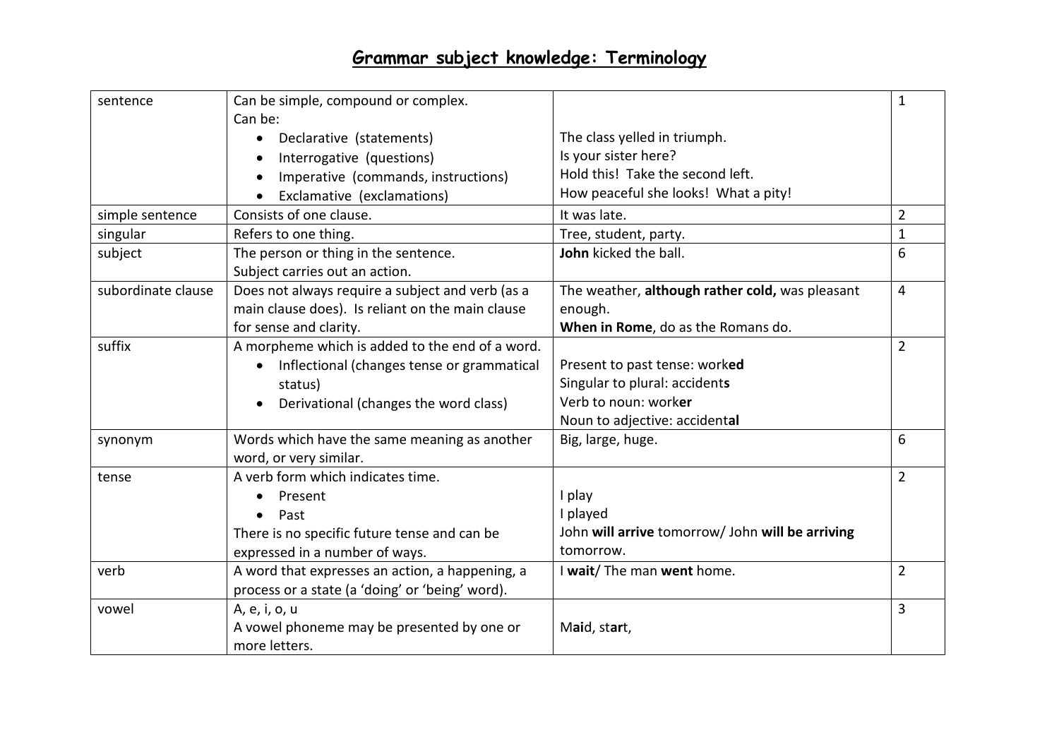# Grammar subject knowledge: Terminology

| | | | |
|---|---|---|---|
| sentence | Can be simple, compound or complex.<br>Can be:<br>• Declarative (statements)<br>• Interrogative (questions)<br>• Imperative (commands, instructions)<br>• Exclamative (exclamations) | The class yelled in triumph.<br>Is your sister here?<br>Hold this! Take the second left.<br>How peaceful she looks! What a pity! | 1 |
| simple sentence | Consists of one clause. | It was late. | 2 |
| singular | Refers to one thing. | Tree, student, party. | 1 |
| subject | The person or thing in the sentence.<br>Subject carries out an action. | **John** kicked the ball. | 6 |
| subordinate clause | Does not always require a subject and verb (as a main clause does). Is reliant on the main clause for sense and clarity. | The weather, **although rather cold,** was pleasant enough.<br>**When in Rome**, do as the Romans do. | 4 |
| suffix | A morpheme which is added to the end of a word.<br>• Inflectional (changes tense or grammatical status)<br>• Derivational (changes the word class) | Present to past tense: work**ed**<br>Singular to plural: accident**s**<br>Verb to noun: work**er**<br>Noun to adjective: accident**al** | 2 |
| synonym | Words which have the same meaning as another word, or very similar. | Big, large, huge. | 6 |
| tense | A verb form which indicates time.<br>• Present<br>• Past<br>There is no specific future tense and can be expressed in a number of ways. | I play<br>I played<br>John **will arrive** tomorrow/ John **will be arriving** tomorrow. | 2 |
| verb | A word that expresses an action, a happening, a process or a state (a 'doing' or 'being' word). | I **wait**/ The man **went** home. | 2 |
| vowel | A, e, i, o, u<br>A vowel phoneme may be presented by one or more letters. | M**ai**d, st**ar**t, | 3 |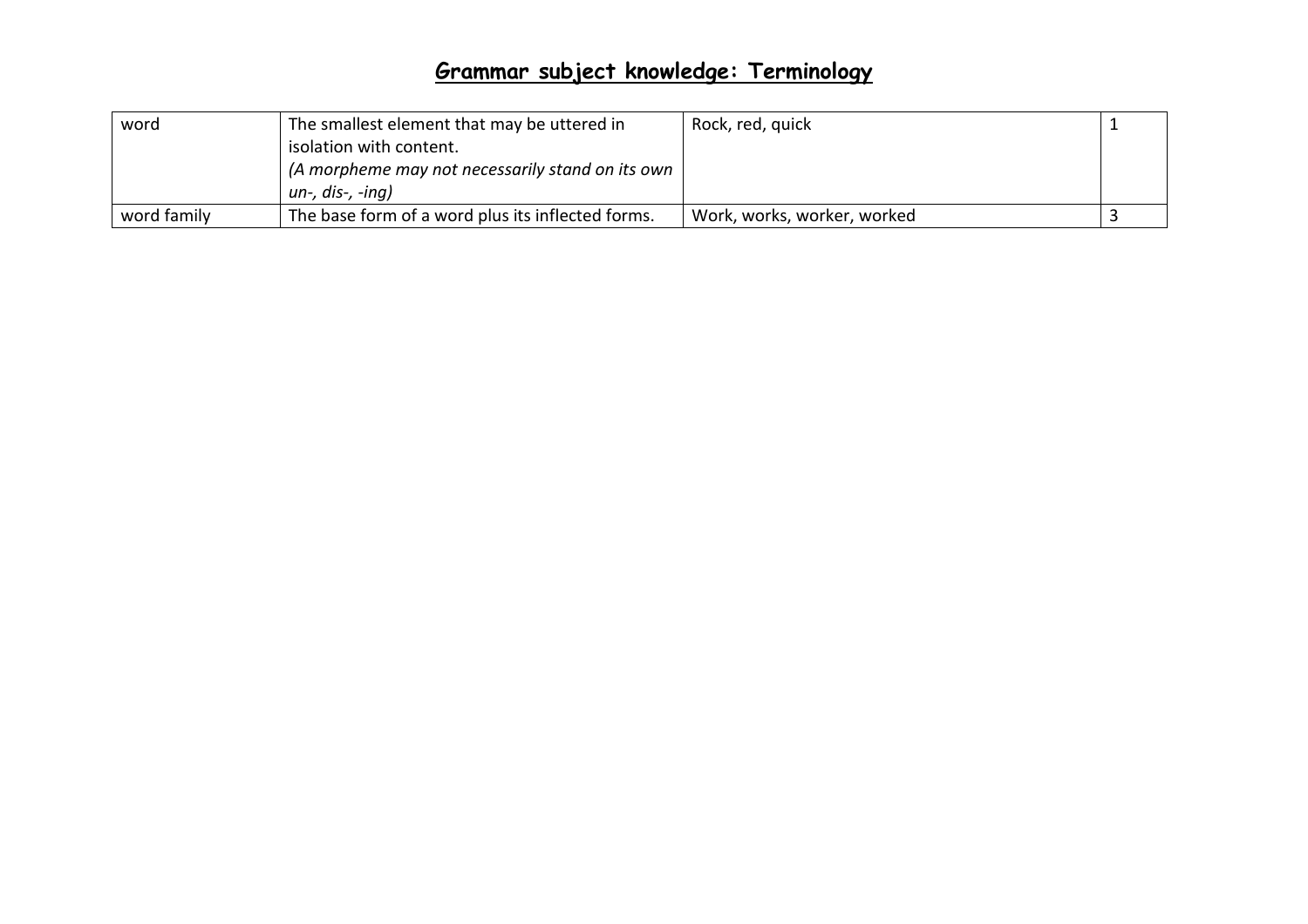# **Grammar subject knowledge: Terminology**

| | | | |
|---|---|---|---|
| word | The smallest element that may be uttered in isolation with content. *(A morpheme may not necessarily stand on its own un-, dis-, -ing)* | Rock, red, quick | 1 |
| word family | The base form of a word plus its inflected forms. | Work, works, worker, worked | 3 |